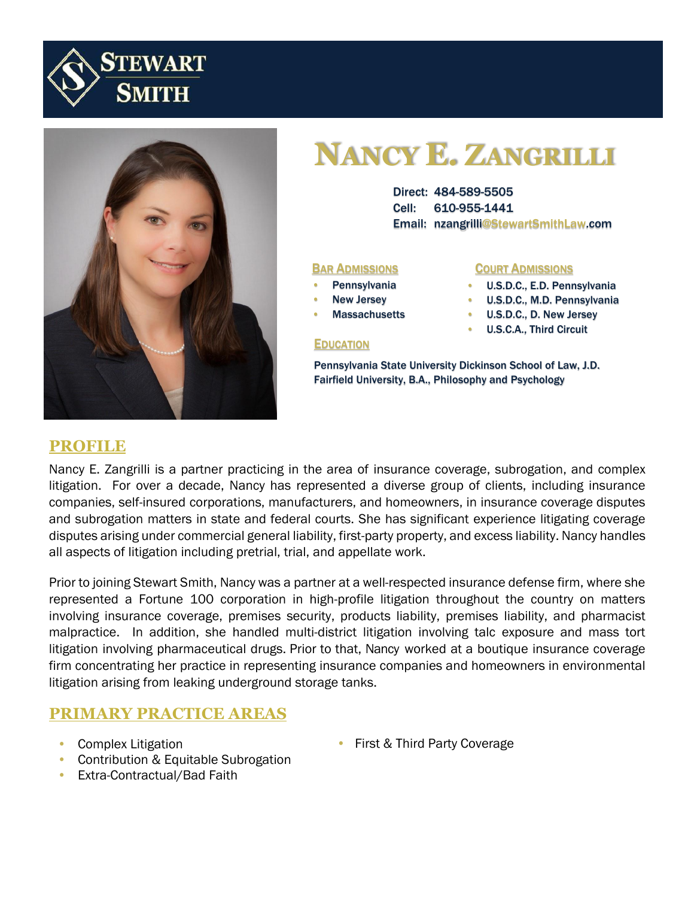# Nancy E. Zangrilli

Direct: 484-589-5505
Cell: 610-955-1441
Email: nzangrilli@StewartSmithLaw.com

### Bar Admissions

- Pennsylvania
- New Jersey
- Massachusetts

### Court Admissions

- U.S.D.C., E.D. Pennsylvania
- U.S.D.C., M.D. Pennsylvania
- U.S.D.C., D. New Jersey
- U.S.C.A., Third Circuit

### Education

Pennsylvania State University Dickinson School of Law, J.D.
Fairfield University, B.A., Philosophy and Psychology

## PROFILE

Nancy E. Zangrilli is a partner practicing in the area of insurance coverage, subrogation, and complex litigation. For over a decade, Nancy has represented a diverse group of clients, including insurance companies, self-insured corporations, manufacturers, and homeowners, in insurance coverage disputes and subrogation matters in state and federal courts. She has significant experience litigating coverage disputes arising under commercial general liability, first-party property, and excess liability. Nancy handles all aspects of litigation including pretrial, trial, and appellate work.

Prior to joining Stewart Smith, Nancy was a partner at a well-respected insurance defense firm, where she represented a Fortune 100 corporation in high-profile litigation throughout the country on matters involving insurance coverage, premises security, products liability, premises liability, and pharmacist malpractice. In addition, she handled multi-district litigation involving talc exposure and mass tort litigation involving pharmaceutical drugs. Prior to that, Nancy worked at a boutique insurance coverage firm concentrating her practice in representing insurance companies and homeowners in environmental litigation arising from leaking underground storage tanks.

## PRIMARY PRACTICE AREAS

- Complex Litigation
- Contribution & Equitable Subrogation
- Extra-Contractual/Bad Faith
- First & Third Party Coverage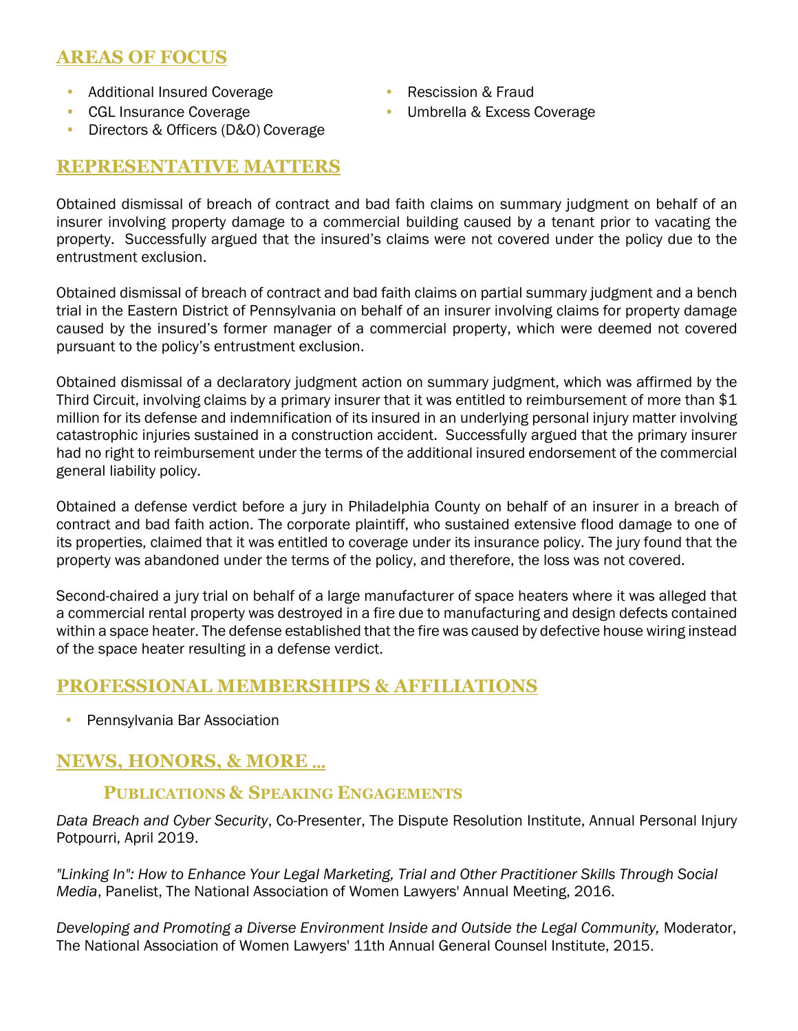## AREAS OF FOCUS

- Additional Insured Coverage
- CGL Insurance Coverage
- Directors & Officers (D&O) Coverage
- Rescission & Fraud
- Umbrella & Excess Coverage

## REPRESENTATIVE MATTERS

Obtained dismissal of breach of contract and bad faith claims on summary judgment on behalf of an insurer involving property damage to a commercial building caused by a tenant prior to vacating the property. Successfully argued that the insured's claims were not covered under the policy due to the entrustment exclusion.

Obtained dismissal of breach of contract and bad faith claims on partial summary judgment and a bench trial in the Eastern District of Pennsylvania on behalf of an insurer involving claims for property damage caused by the insured's former manager of a commercial property, which were deemed not covered pursuant to the policy's entrustment exclusion.

Obtained dismissal of a declaratory judgment action on summary judgment, which was affirmed by the Third Circuit, involving claims by a primary insurer that it was entitled to reimbursement of more than $1 million for its defense and indemnification of its insured in an underlying personal injury matter involving catastrophic injuries sustained in a construction accident. Successfully argued that the primary insurer had no right to reimbursement under the terms of the additional insured endorsement of the commercial general liability policy.

Obtained a defense verdict before a jury in Philadelphia County on behalf of an insurer in a breach of contract and bad faith action. The corporate plaintiff, who sustained extensive flood damage to one of its properties, claimed that it was entitled to coverage under its insurance policy. The jury found that the property was abandoned under the terms of the policy, and therefore, the loss was not covered.

Second-chaired a jury trial on behalf of a large manufacturer of space heaters where it was alleged that a commercial rental property was destroyed in a fire due to manufacturing and design defects contained within a space heater. The defense established that the fire was caused by defective house wiring instead of the space heater resulting in a defense verdict.

## PROFESSIONAL MEMBERSHIPS & AFFILIATIONS

- Pennsylvania Bar Association

## NEWS, HONORS, & MORE ...

### Publications & Speaking Engagements

*Data Breach and Cyber Security*, Co-Presenter, The Dispute Resolution Institute, Annual Personal Injury Potpourri, April 2019.

*"Linking In": How to Enhance Your Legal Marketing, Trial and Other Practitioner Skills Through Social Media*, Panelist, The National Association of Women Lawyers' Annual Meeting, 2016.

*Developing and Promoting a Diverse Environment Inside and Outside the Legal Community,* Moderator, The National Association of Women Lawyers' 11th Annual General Counsel Institute, 2015.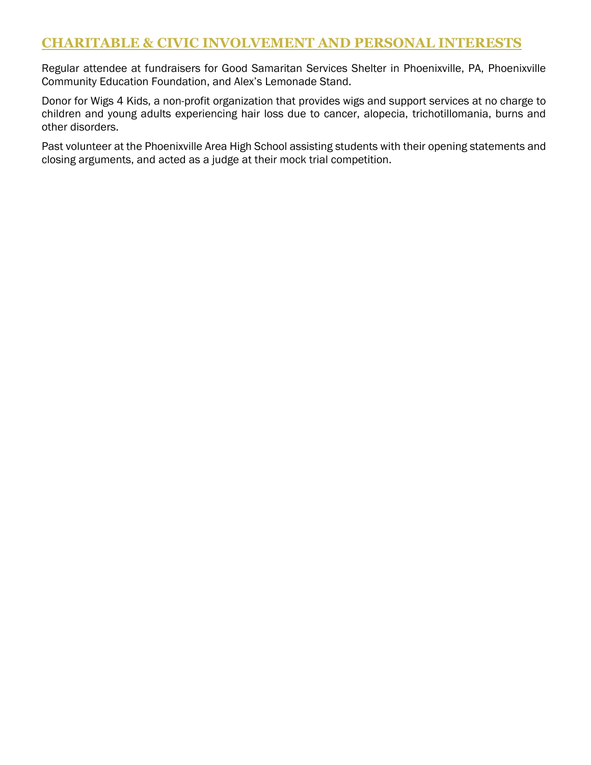## CHARITABLE & CIVIC INVOLVEMENT AND PERSONAL INTERESTS

Regular attendee at fundraisers for Good Samaritan Services Shelter in Phoenixville, PA, Phoenixville Community Education Foundation, and Alex's Lemonade Stand.

Donor for Wigs 4 Kids, a non-profit organization that provides wigs and support services at no charge to children and young adults experiencing hair loss due to cancer, alopecia, trichotillomania, burns and other disorders.

Past volunteer at the Phoenixville Area High School assisting students with their opening statements and closing arguments, and acted as a judge at their mock trial competition.